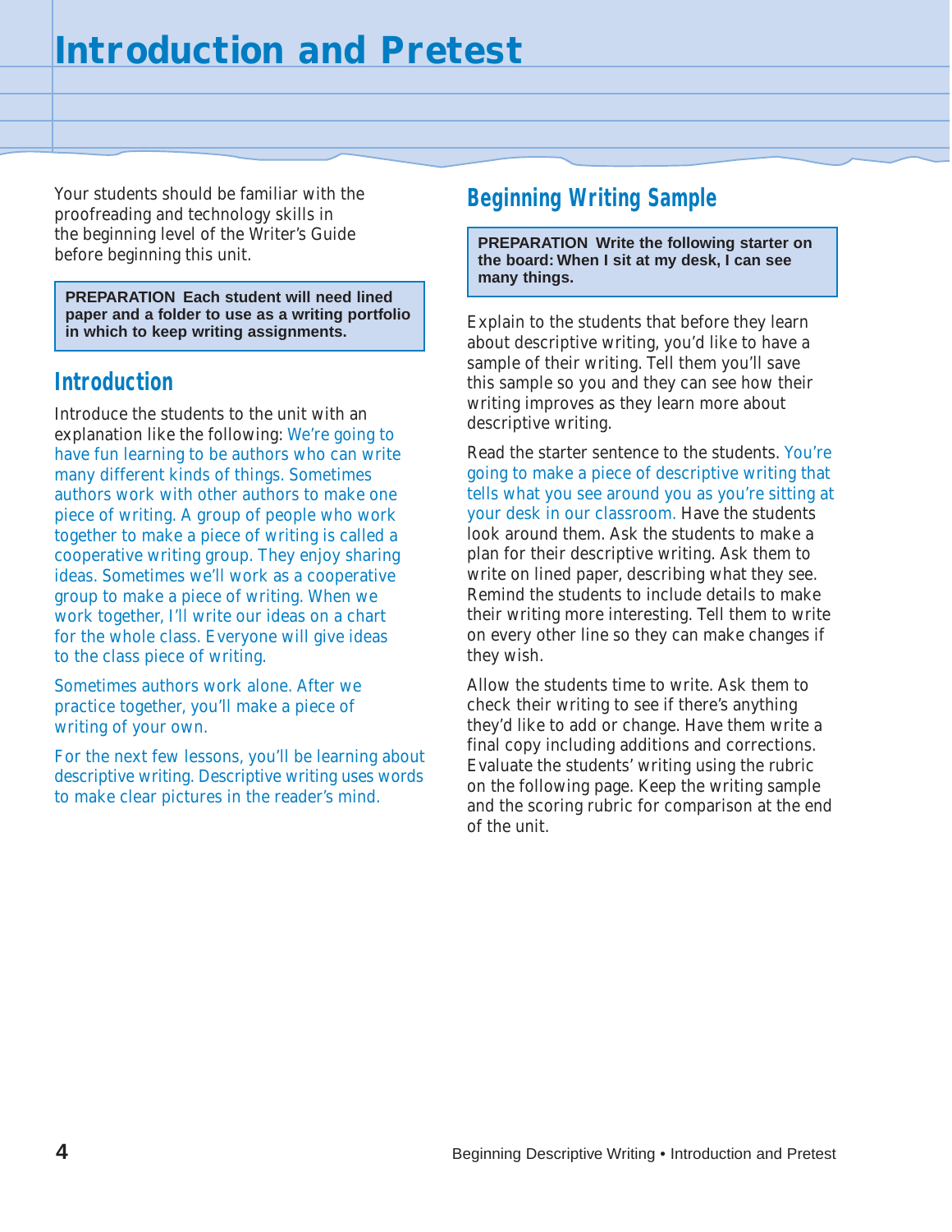# Introduction and Pretest

Your students should be familiar with the proofreading and technology skills in the beginning level of the Writer's Guide before beginning this unit.

**PREPARATION Each student will need lined paper and a folder to use as a writing portfolio in which to keep writing assignments.**

## Introduction

Introduce the students to the unit with an explanation like the following: We're going to have fun learning to be authors who can write many different kinds of things. Sometimes authors work with other authors to make one piece of writing. A group of people who work together to make a piece of writing is called a cooperative writing group. They enjoy sharing ideas. Sometimes we'll work as a cooperative group to make a piece of writing. When we work together, I'll write our ideas on a chart for the whole class. Everyone will give ideas to the class piece of writing.

Sometimes authors work alone. After we practice together, you'll make a piece of writing of your own.

For the next few lessons, you'll be learning about descriptive writing. Descriptive writing uses words to make clear pictures in the reader's mind.

## Beginning Writing Sample

**PREPARATION Write the following starter on the board: When I sit at my desk, I can see many things.**

Explain to the students that before they learn about descriptive writing, you'd like to have a sample of their writing. Tell them you'll save this sample so you and they can see how their writing improves as they learn more about descriptive writing.

Read the starter sentence to the students. You're going to make a piece of descriptive writing that tells what you see around you as you're sitting at your desk in our classroom. Have the students look around them. Ask the students to make a plan for their descriptive writing. Ask them to write on lined paper, describing what they see. Remind the students to include details to make their writing more interesting. Tell them to write on every other line so they can make changes if they wish.

Allow the students time to write. Ask them to check their writing to see if there's anything they'd like to add or change. Have them write a final copy including additions and corrections. Evaluate the students' writing using the rubric on the following page. Keep the writing sample and the scoring rubric for comparison at the end of the unit.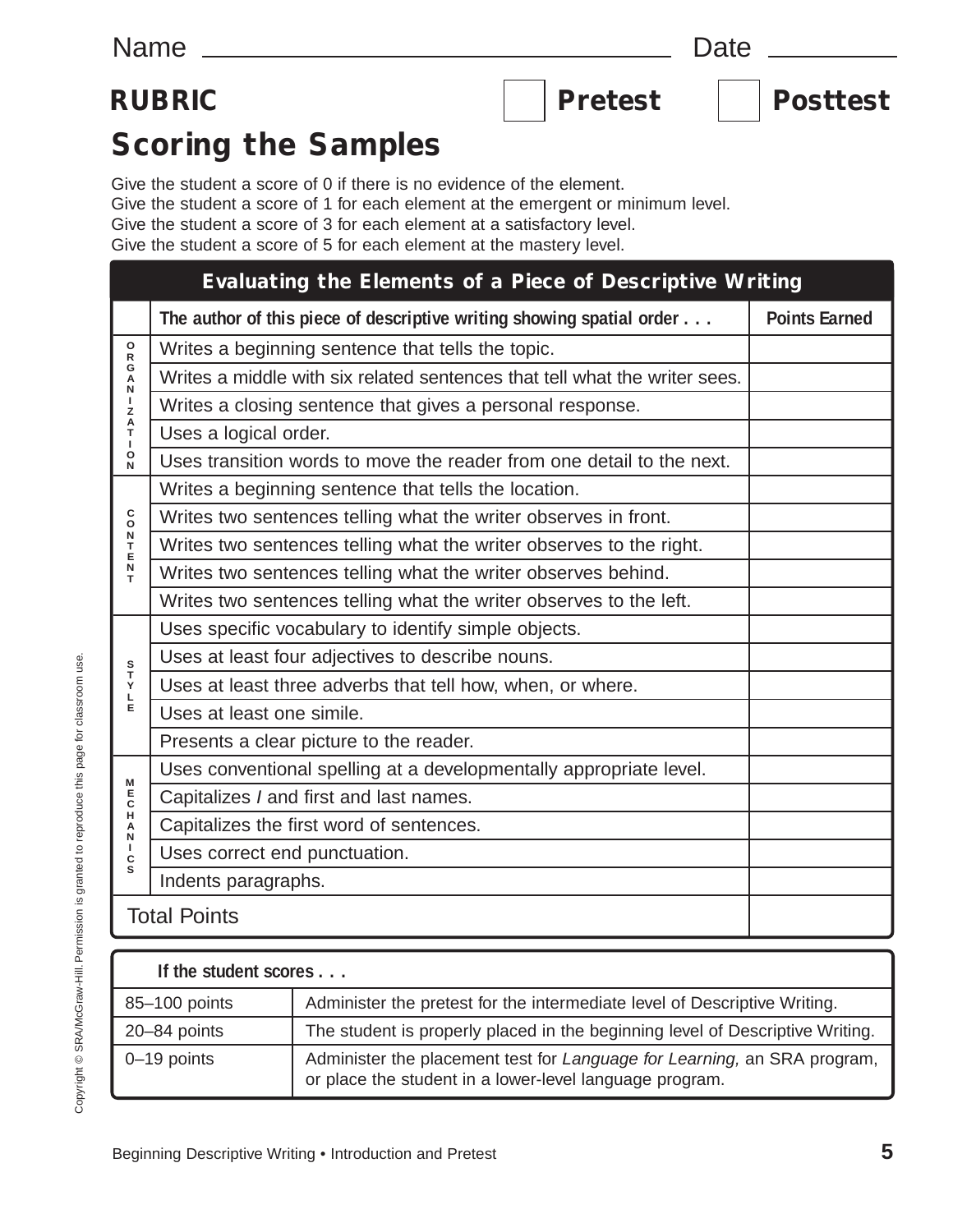Name ____________________ Date __________

**RUBRIC** ☐ **Pretest** ☐ **Posttest**

# Scoring the Samples

Give the student a score of 0 if there is no evidence of the element.
Give the student a score of 1 for each element at the emergent or minimum level.
Give the student a score of 3 for each element at a satisfactory level.
Give the student a score of 5 for each element at the mastery level.

**Evaluating the Elements of a Piece of Descriptive Writing**

| | The author of this piece of descriptive writing showing spatial order . . . | Points Earned |
|---|---|---|
| ORGANIZATION | Writes a beginning sentence that tells the topic. | |
| | Writes a middle with six related sentences that tell what the writer sees. | |
| | Writes a closing sentence that gives a personal response. | |
| | Uses a logical order. | |
| | Uses transition words to move the reader from one detail to the next. | |
| CONTENT | Writes a beginning sentence that tells the location. | |
| | Writes two sentences telling what the writer observes in front. | |
| | Writes two sentences telling what the writer observes to the right. | |
| | Writes two sentences telling what the writer observes behind. | |
| | Writes two sentences telling what the writer observes to the left. | |
| STYLE | Uses specific vocabulary to identify simple objects. | |
| | Uses at least four adjectives to describe nouns. | |
| | Uses at least three adverbs that tell how, when, or where. | |
| | Uses at least one simile. | |
| | Presents a clear picture to the reader. | |
| MECHANICS | Uses conventional spelling at a developmentally appropriate level. | |
| | Capitalizes *I* and first and last names. | |
| | Capitalizes the first word of sentences. | |
| | Uses correct end punctuation. | |
| | Indents paragraphs. | |
| Total Points | | |

| If the student scores . . . | |
|---|---|
| 85–100 points | Administer the pretest for the intermediate level of Descriptive Writing. |
| 20–84 points | The student is properly placed in the beginning level of Descriptive Writing. |
| 0–19 points | Administer the placement test for *Language for Learning,* an SRA program, or place the student in a lower-level language program. |

Copyright © SRA/McGraw-Hill. Permission is granted to reproduce this page for classroom use.